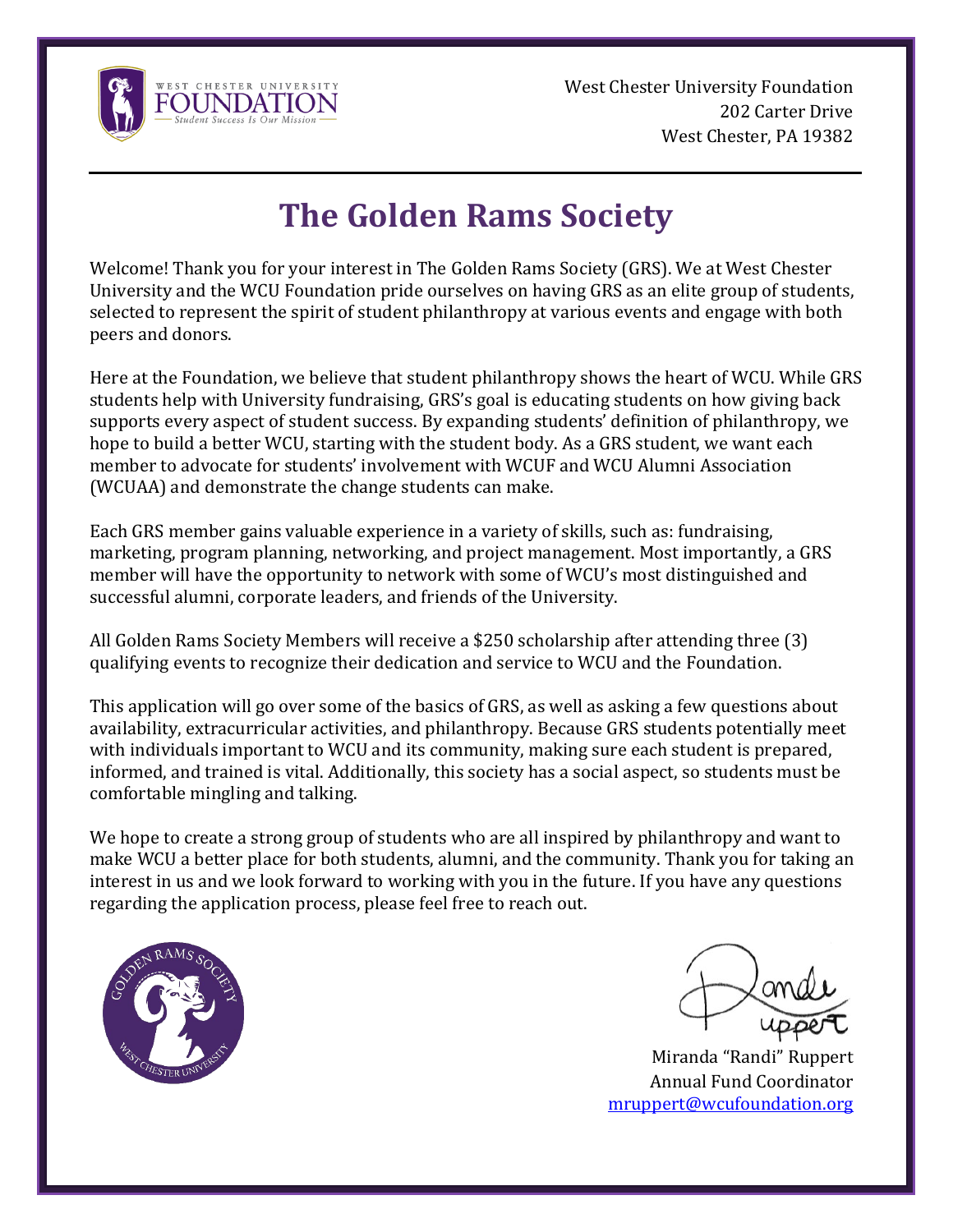West Chester University Foundation
202 Carter Drive
West Chester, PA 19382

# The Golden Rams Society

Welcome! Thank you for your interest in The Golden Rams Society (GRS). We at West Chester University and the WCU Foundation pride ourselves on having GRS as an elite group of students, selected to represent the spirit of student philanthropy at various events and engage with both peers and donors.

Here at the Foundation, we believe that student philanthropy shows the heart of WCU. While GRS students help with University fundraising, GRS's goal is educating students on how giving back supports every aspect of student success. By expanding students' definition of philanthropy, we hope to build a better WCU, starting with the student body. As a GRS student, we want each member to advocate for students' involvement with WCUF and WCU Alumni Association (WCUAA) and demonstrate the change students can make.

Each GRS member gains valuable experience in a variety of skills, such as: fundraising, marketing, program planning, networking, and project management. Most importantly, a GRS member will have the opportunity to network with some of WCU's most distinguished and successful alumni, corporate leaders, and friends of the University.

All Golden Rams Society Members will receive a $250 scholarship after attending three (3) qualifying events to recognize their dedication and service to WCU and the Foundation.

This application will go over some of the basics of GRS, as well as asking a few questions about availability, extracurricular activities, and philanthropy. Because GRS students potentially meet with individuals important to WCU and its community, making sure each student is prepared, informed, and trained is vital. Additionally, this society has a social aspect, so students must be comfortable mingling and talking.

We hope to create a strong group of students who are all inspired by philanthropy and want to make WCU a better place for both students, alumni, and the community. Thank you for taking an interest in us and we look forward to working with you in the future. If you have any questions regarding the application process, please feel free to reach out.

Miranda "Randi" Ruppert
Annual Fund Coordinator
mruppert@wcufoundation.org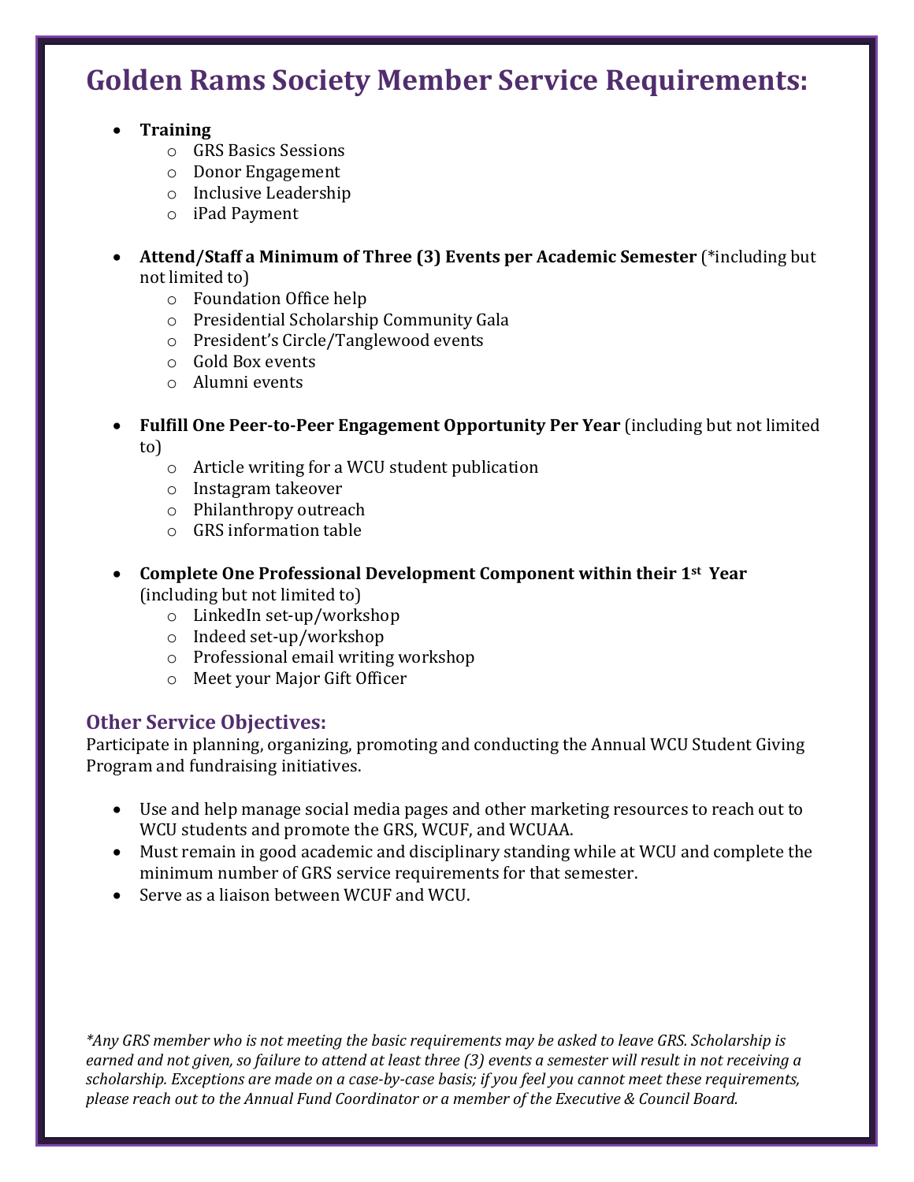# Golden Rams Society Member Service Requirements:

- **Training**
  - GRS Basics Sessions
  - Donor Engagement
  - Inclusive Leadership
  - iPad Payment

- **Attend/Staff a Minimum of Three (3) Events per Academic Semester** (*including but not limited to)
  - Foundation Office help
  - Presidential Scholarship Community Gala
  - President's Circle/Tanglewood events
  - Gold Box events
  - Alumni events

- **Fulfill One Peer-to-Peer Engagement Opportunity Per Year** (including but not limited to)
  - Article writing for a WCU student publication
  - Instagram takeover
  - Philanthropy outreach
  - GRS information table

- **Complete One Professional Development Component within their 1st Year** (including but not limited to)
  - LinkedIn set-up/workshop
  - Indeed set-up/workshop
  - Professional email writing workshop
  - Meet your Major Gift Officer

## Other Service Objectives:

Participate in planning, organizing, promoting and conducting the Annual WCU Student Giving Program and fundraising initiatives.

- Use and help manage social media pages and other marketing resources to reach out to WCU students and promote the GRS, WCUF, and WCUAA.
- Must remain in good academic and disciplinary standing while at WCU and complete the minimum number of GRS service requirements for that semester.
- Serve as a liaison between WCUF and WCU.

*\*Any GRS member who is not meeting the basic requirements may be asked to leave GRS. Scholarship is earned and not given, so failure to attend at least three (3) events a semester will result in not receiving a scholarship. Exceptions are made on a case-by-case basis; if you feel you cannot meet these requirements, please reach out to the Annual Fund Coordinator or a member of the Executive & Council Board.*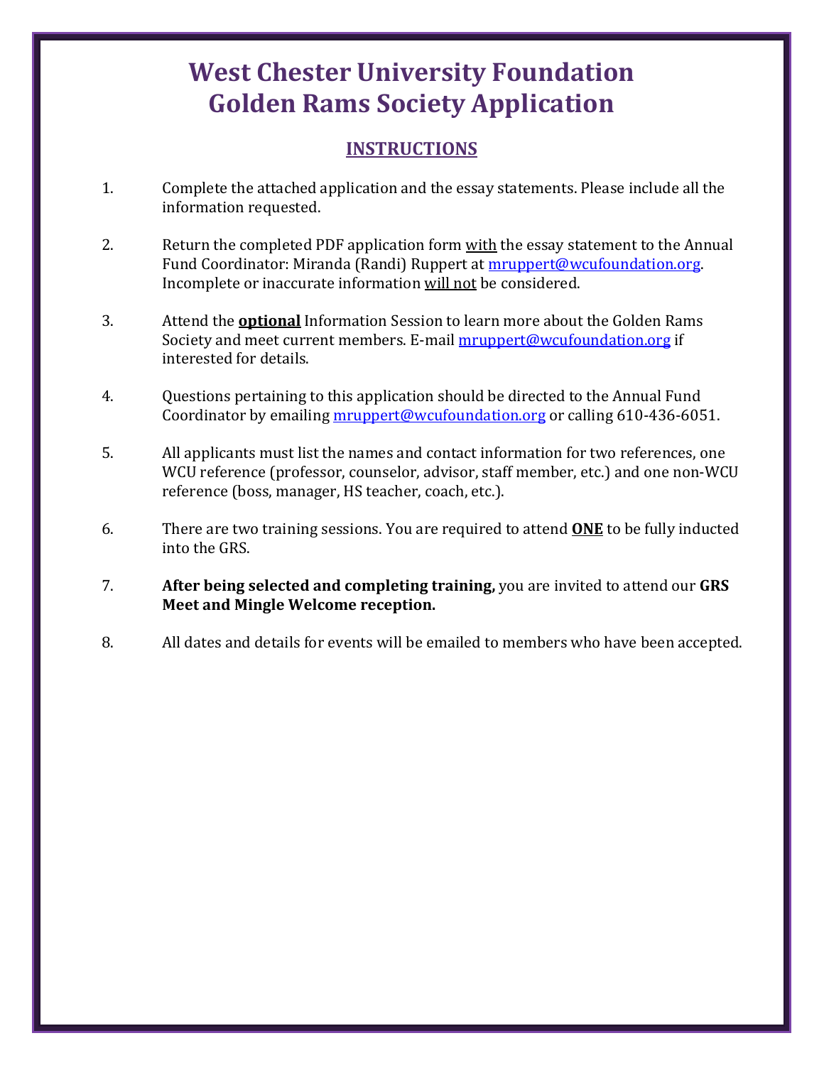# West Chester University Foundation
# Golden Rams Society Application

## INSTRUCTIONS

1. Complete the attached application and the essay statements. Please include all the information requested.

2. Return the completed PDF application form with the essay statement to the Annual Fund Coordinator: Miranda (Randi) Ruppert at mruppert@wcufoundation.org. Incomplete or inaccurate information will not be considered.

3. Attend the **optional** Information Session to learn more about the Golden Rams Society and meet current members. E-mail mruppert@wcufoundation.org if interested for details.

4. Questions pertaining to this application should be directed to the Annual Fund Coordinator by emailing mruppert@wcufoundation.org or calling 610-436-6051.

5. All applicants must list the names and contact information for two references, one WCU reference (professor, counselor, advisor, staff member, etc.) and one non-WCU reference (boss, manager, HS teacher, coach, etc.).

6. There are two training sessions. You are required to attend **ONE** to be fully inducted into the GRS.

7. **After being selected and completing training,** you are invited to attend our **GRS Meet and Mingle Welcome reception.**

8. All dates and details for events will be emailed to members who have been accepted.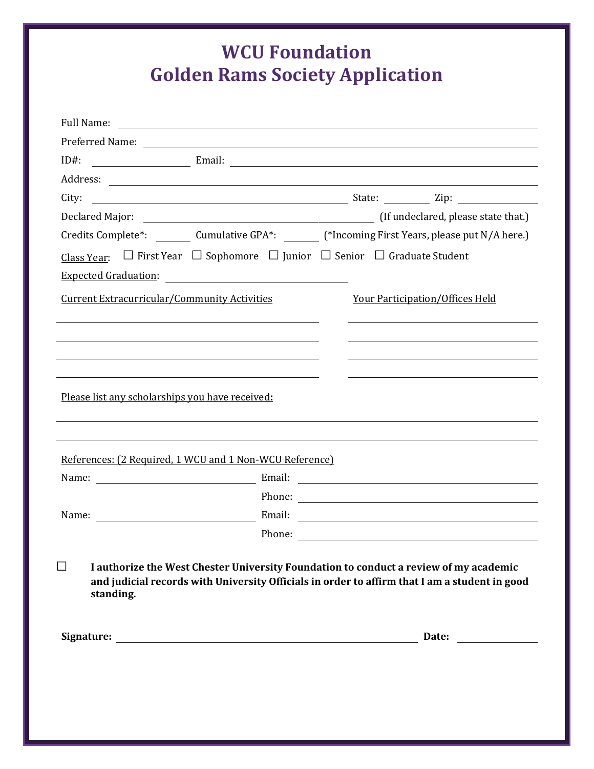# WCU Foundation
# Golden Rams Society Application

Full Name: ______________________________________________

Preferred Name: ______________________________________________

ID#: ______________ Email: ______________________________________________

Address: ______________________________________________

City: ______________________________ State: ________ Zip: ____________

Declared Major: ______________________________ (If undeclared, please state that.)

Credits Complete*: ______ Cumulative GPA*: ______ (*Incoming First Years, please put N/A here.)

Class Year: ☐ First Year ☐ Sophomore ☐ Junior ☐ Senior ☐ Graduate Student

Expected Graduation: ______________________________

| Current Extracurricular/Community Activities | Your Participation/Offices Held |
|---|---|
| | |
| | |
| | |
| | |

Please list any scholarships you have received**:**

______________________________________________

______________________________________________

References: (2 Required, 1 WCU and 1 Non-WCU Reference)

Name: ______________________ Email: ______________________________

Phone: ______________________________

Name: ______________________ Email: ______________________________

Phone: ______________________________

☐ **I authorize the West Chester University Foundation to conduct a review of my academic and judicial records with University Officials in order to affirm that I am a student in good standing.**

**Signature:** ______________________________________________ **Date:** ____________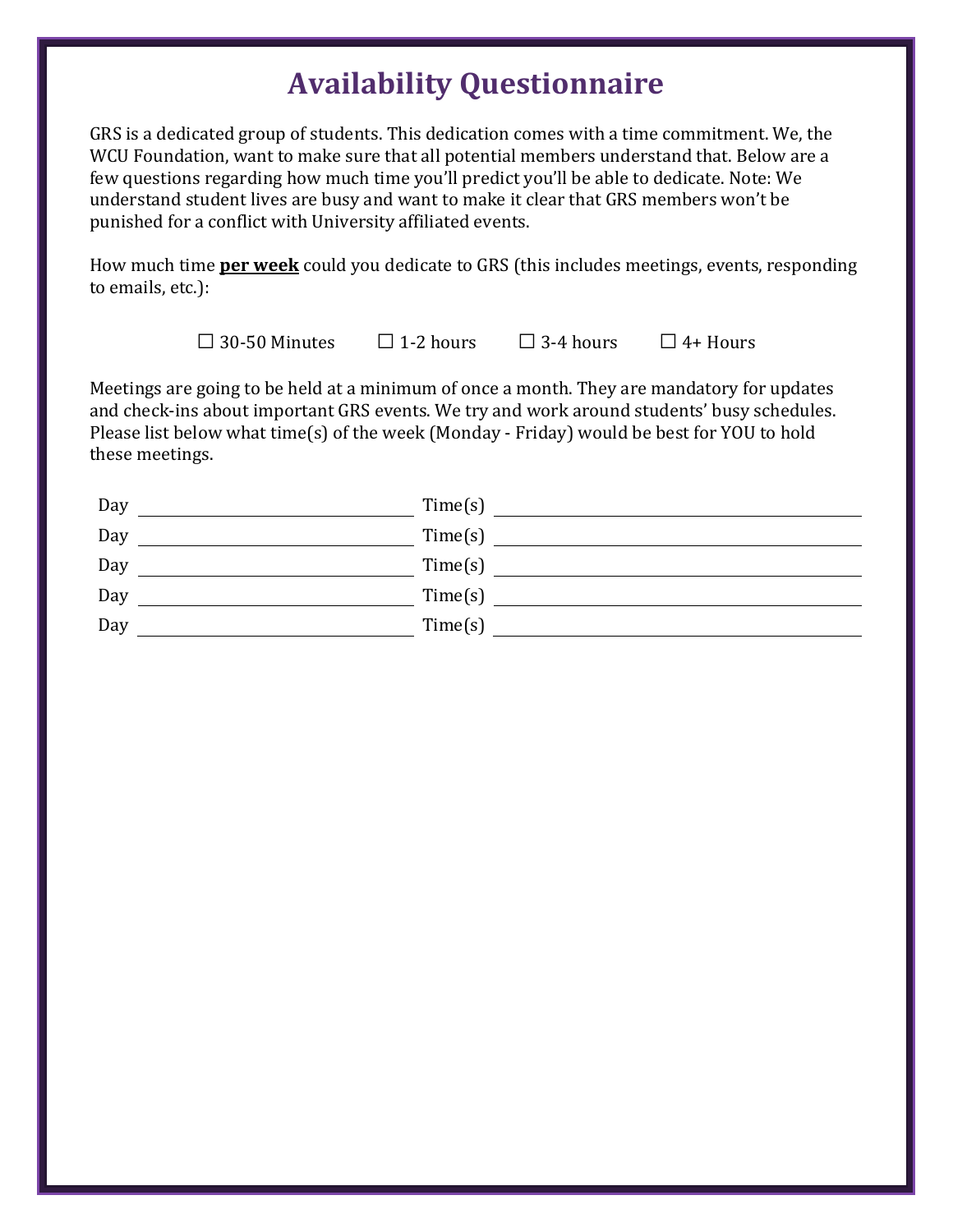# Availability Questionnaire

GRS is a dedicated group of students. This dedication comes with a time commitment. We, the WCU Foundation, want to make sure that all potential members understand that. Below are a few questions regarding how much time you'll predict you'll be able to dedicate. Note: We understand student lives are busy and want to make it clear that GRS members won't be punished for a conflict with University affiliated events.

How much time **per week** could you dedicate to GRS (this includes meetings, events, responding to emails, etc.):

☐ 30-50 Minutes ☐ 1-2 hours ☐ 3-4 hours ☐ 4+ Hours

Meetings are going to be held at a minimum of once a month. They are mandatory for updates and check-ins about important GRS events. We try and work around students' busy schedules. Please list below what time(s) of the week (Monday - Friday) would be best for YOU to hold these meetings.

Day ______________________ Time(s) ______________________

Day ______________________ Time(s) ______________________

Day ______________________ Time(s) ______________________

Day ______________________ Time(s) ______________________

Day ______________________ Time(s) ______________________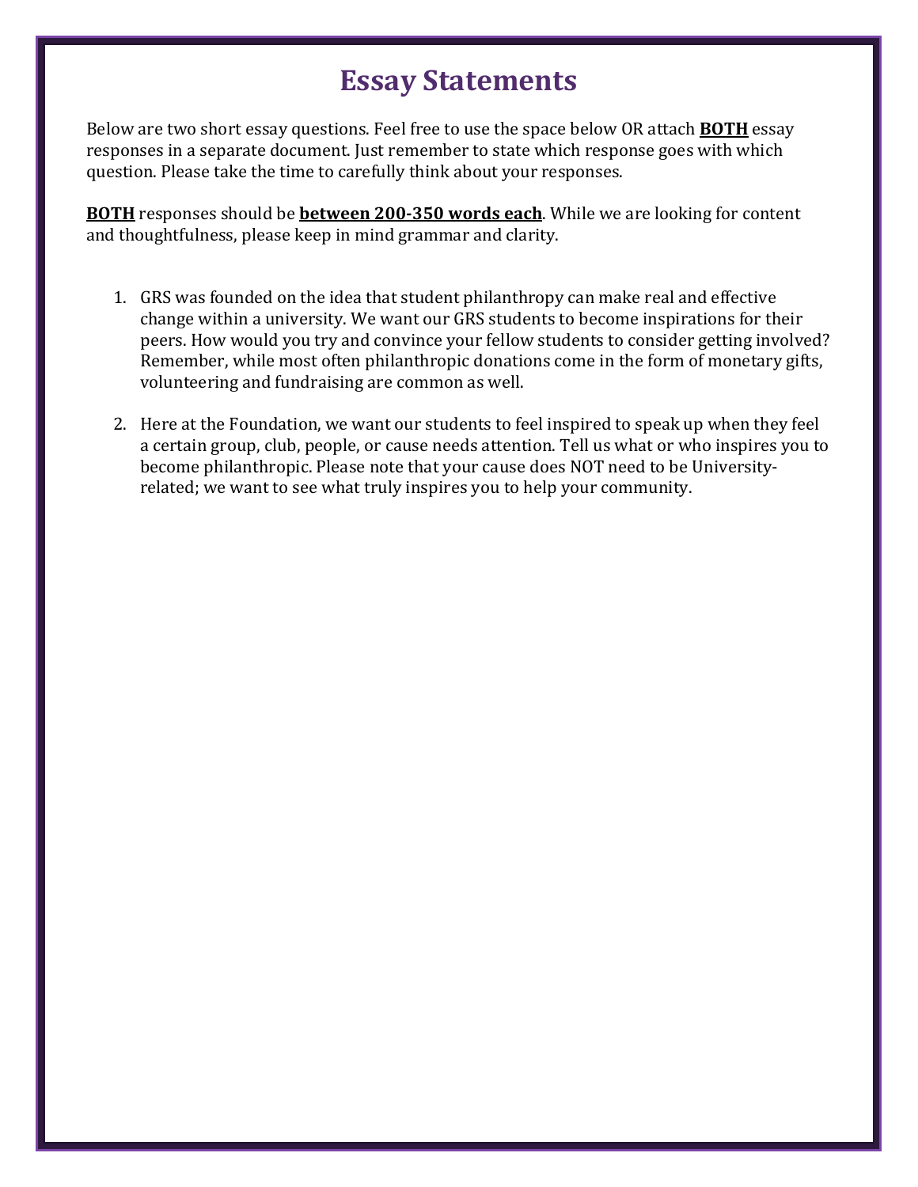# Essay Statements

Below are two short essay questions. Feel free to use the space below OR attach **BOTH** essay responses in a separate document. Just remember to state which response goes with which question. Please take the time to carefully think about your responses.

**BOTH** responses should be **between 200-350 words each**. While we are looking for content and thoughtfulness, please keep in mind grammar and clarity.

1. GRS was founded on the idea that student philanthropy can make real and effective change within a university. We want our GRS students to become inspirations for their peers. How would you try and convince your fellow students to consider getting involved? Remember, while most often philanthropic donations come in the form of monetary gifts, volunteering and fundraising are common as well.

2. Here at the Foundation, we want our students to feel inspired to speak up when they feel a certain group, club, people, or cause needs attention. Tell us what or who inspires you to become philanthropic. Please note that your cause does NOT need to be University-related; we want to see what truly inspires you to help your community.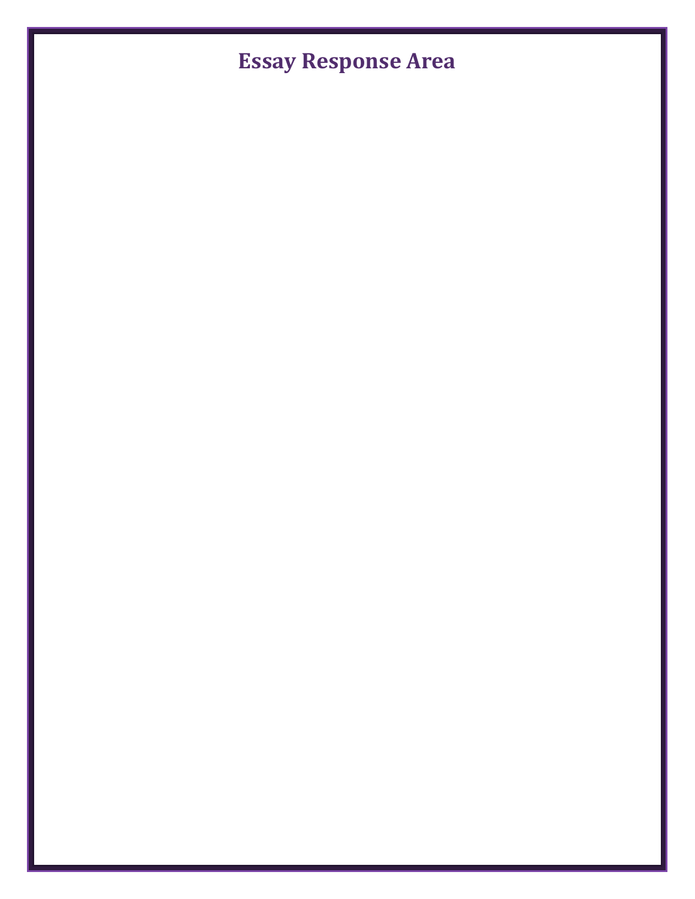# Essay Response Area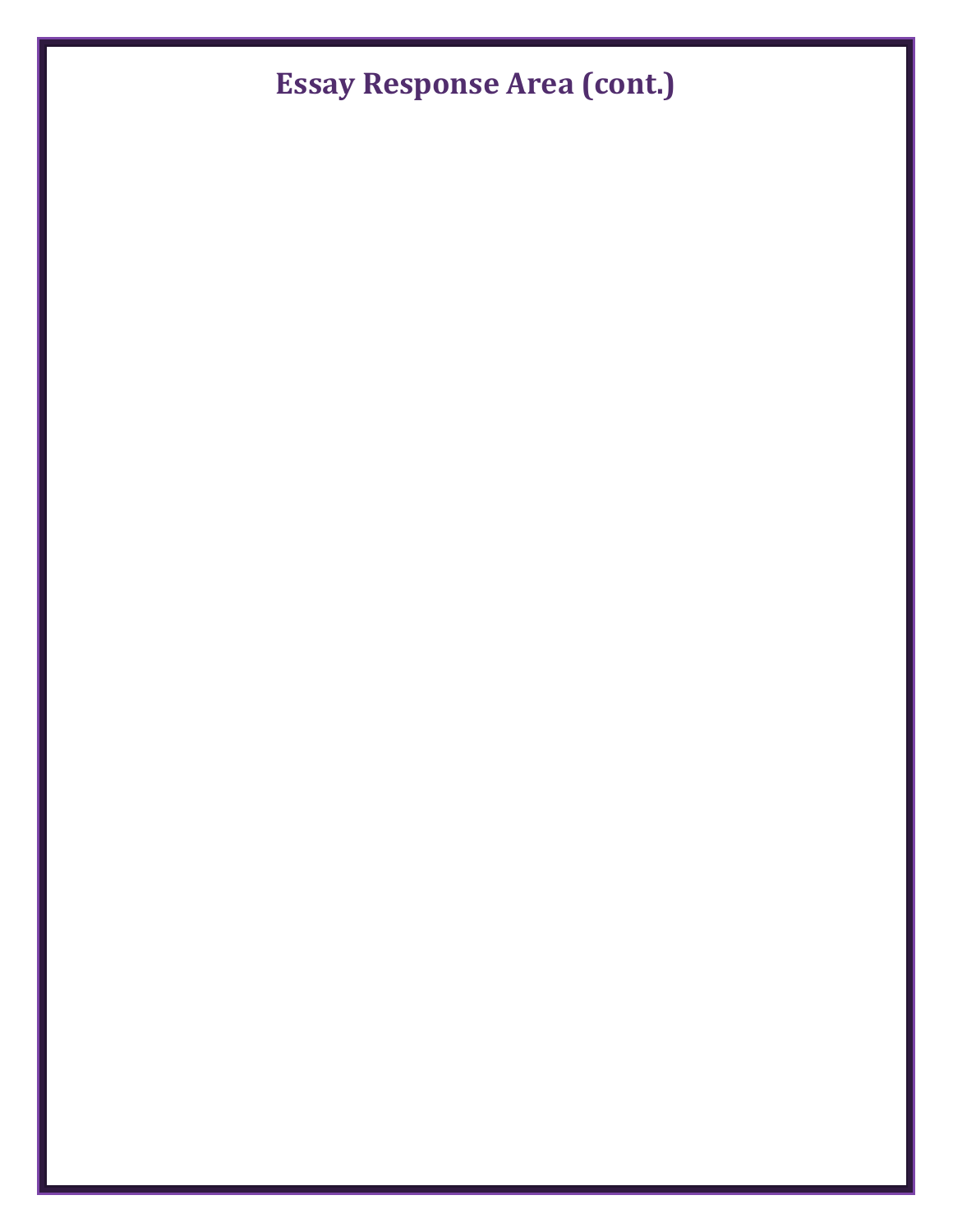## Essay Response Area (cont.)